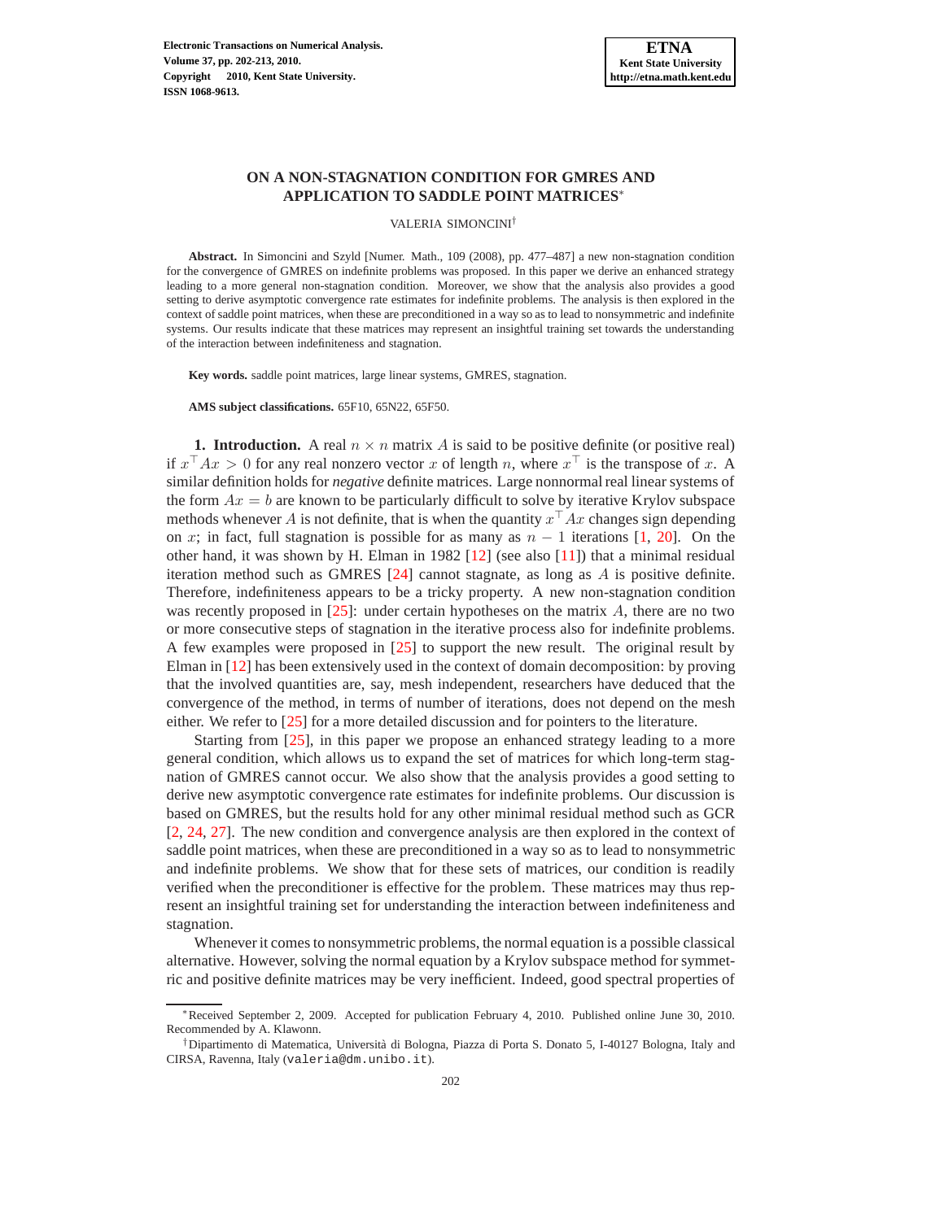# ON A NON-STAGNATION CONDITION FOR GMRES AND APPLICATION TO SADDLE POINT MATRICES*

VALERIA SIMONCINI†

**Abstract.** In Simoncini and Szyld [Numer. Math., 109 (2008), pp. 477–487] a new non-stagnation condition for the convergence of GMRES on indefinite problems was proposed. In this paper we derive an enhanced strategy leading to a more general non-stagnation condition. Moreover, we show that the analysis also provides a good setting to derive asymptotic convergence rate estimates for indefinite problems. The analysis is then explored in the context of saddle point matrices, when these are preconditioned in a way so as to lead to nonsymmetric and indefinite systems. Our results indicate that these matrices may represent an insightful training set towards the understanding of the interaction between indefiniteness and stagnation.

**Key words.** saddle point matrices, large linear systems, GMRES, stagnation.

**AMS subject classifications.** 65F10, 65N22, 65F50.

## 1. Introduction.

A real $n \times n$ matrix $A$ is said to be positive definite (or positive real) if $x^\top Ax > 0$ for any real nonzero vector $x$ of length $n$, where $x^\top$ is the transpose of $x$. A similar definition holds for *negative* definite matrices. Large nonnormal real linear systems of the form $Ax = b$ are known to be particularly difficult to solve by iterative Krylov subspace methods whenever $A$ is not definite, that is when the quantity $x^\top Ax$ changes sign depending on $x$; in fact, full stagnation is possible for as many as $n - 1$ iterations [1, 20]. On the other hand, it was shown by H. Elman in 1982 [12] (see also [11]) that a minimal residual iteration method such as GMRES [24] cannot stagnate, as long as $A$ is positive definite. Therefore, indefiniteness appears to be a tricky property. A new non-stagnation condition was recently proposed in [25]: under certain hypotheses on the matrix $A$, there are no two or more consecutive steps of stagnation in the iterative process also for indefinite problems. A few examples were proposed in [25] to support the new result. The original result by Elman in [12] has been extensively used in the context of domain decomposition: by proving that the involved quantities are, say, mesh independent, researchers have deduced that the convergence of the method, in terms of number of iterations, does not depend on the mesh either. We refer to [25] for a more detailed discussion and for pointers to the literature.

Starting from [25], in this paper we propose an enhanced strategy leading to a more general condition, which allows us to expand the set of matrices for which long-term stagnation of GMRES cannot occur. We also show that the analysis provides a good setting to derive new asymptotic convergence rate estimates for indefinite problems. Our discussion is based on GMRES, but the results hold for any other minimal residual method such as GCR [2, 24, 27]. The new condition and convergence analysis are then explored in the context of saddle point matrices, when these are preconditioned in a way so as to lead to nonsymmetric and indefinite problems. We show that for these sets of matrices, our condition is readily verified when the preconditioner is effective for the problem. These matrices may thus represent an insightful training set for understanding the interaction between indefiniteness and stagnation.

Whenever it comes to nonsymmetric problems, the normal equation is a possible classical alternative. However, solving the normal equation by a Krylov subspace method for symmetric and positive definite matrices may be very inefficient. Indeed, good spectral properties of

---

*Received September 2, 2009. Accepted for publication February 4, 2010. Published online June 30, 2010. Recommended by A. Klawonn.

†Dipartimento di Matematica, Università di Bologna, Piazza di Porta S. Donato 5, I-40127 Bologna, Italy and CIRSA, Ravenna, Italy (valeria@dm.unibo.it).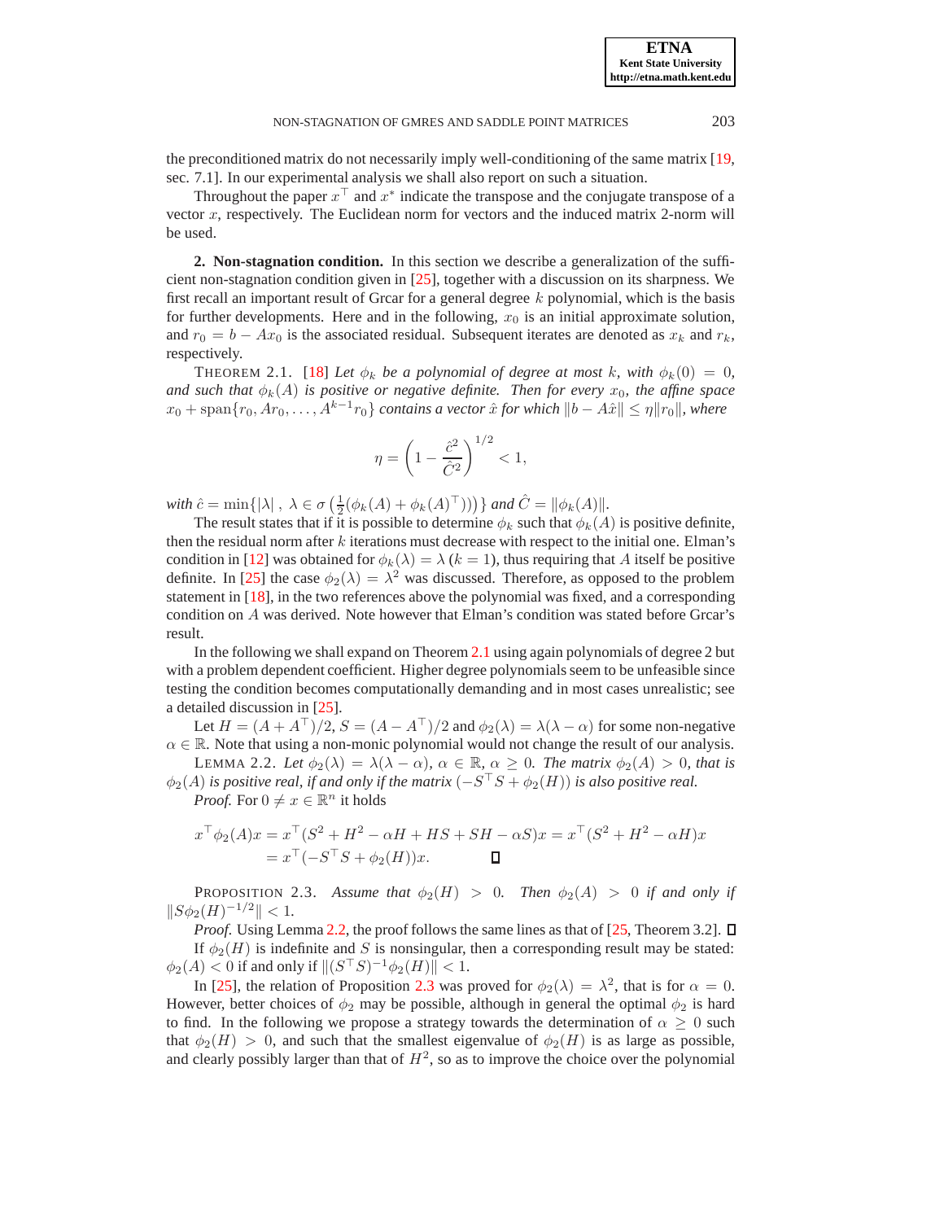the preconditioned matrix do not necessarily imply well-conditioning of the same matrix [19, sec. 7.1]. In our experimental analysis we shall also report on such a situation.

Throughout the paper $x^\top$ and $x^*$ indicate the transpose and the conjugate transpose of a vector $x$, respectively. The Euclidean norm for vectors and the induced matrix 2-norm will be used.

## 2. Non-stagnation condition.

In this section we describe a generalization of the sufficient non-stagnation condition given in [25], together with a discussion on its sharpness. We first recall an important result of Grcar for a general degree $k$ polynomial, which is the basis for further developments. Here and in the following, $x_0$ is an initial approximate solution, and $r_0 = b - Ax_0$ is the associated residual. Subsequent iterates are denoted as $x_k$ and $r_k$, respectively.

THEOREM 2.1. [18] *Let $\phi_k$ be a polynomial of degree at most $k$, with $\phi_k(0) = 0$, and such that $\phi_k(A)$ is positive or negative definite. Then for every $x_0$, the affine space $x_0 + \operatorname{span}\{r_0, Ar_0, \ldots, A^{k-1}r_0\}$ contains a vector $\hat{x}$ for which $\|b - A\hat{x}\| \le \eta \|r_0\|$, where*

$$\eta = \left(1 - \frac{\hat{c}^2}{\hat{C}^2}\right)^{1/2} < 1,$$

*with $\hat{c} = \min\{|\lambda| \, , \, \lambda \in \sigma\left(\frac{1}{2}(\phi_k(A) + \phi_k(A)^\top)\right)\}$ and $\hat{C} = \|\phi_k(A)\|$.*

The result states that if it is possible to determine $\phi_k$ such that $\phi_k(A)$ is positive definite, then the residual norm after $k$ iterations must decrease with respect to the initial one. Elman's condition in [12] was obtained for $\phi_k(\lambda) = \lambda$ ($k = 1$), thus requiring that $A$ itself be positive definite. In [25] the case $\phi_2(\lambda) = \lambda^2$ was discussed. Therefore, as opposed to the problem statement in [18], in the two references above the polynomial was fixed, and a corresponding condition on $A$ was derived. Note however that Elman's condition was stated before Grcar's result.

In the following we shall expand on Theorem 2.1 using again polynomials of degree 2 but with a problem dependent coefficient. Higher degree polynomials seem to be unfeasible since testing the condition becomes computationally demanding and in most cases unrealistic; see a detailed discussion in [25].

Let $H = (A + A^\top)/2$, $S = (A - A^\top)/2$ and $\phi_2(\lambda) = \lambda(\lambda - \alpha)$ for some non-negative $\alpha \in \mathbb{R}$. Note that using a non-monic polynomial would not change the result of our analysis.

LEMMA 2.2. *Let $\phi_2(\lambda) = \lambda(\lambda - \alpha)$, $\alpha \in \mathbb{R}$, $\alpha \ge 0$. The matrix $\phi_2(A) > 0$, that is $\phi_2(A)$ is positive real, if and only if the matrix $(-S^\top S + \phi_2(H))$ is also positive real.*

*Proof.* For $0 \ne x \in \mathbb{R}^n$ it holds

$$\begin{aligned} x^\top \phi_2(A)x &= x^\top (S^2 + H^2 - \alpha H + HS + SH - \alpha S)x = x^\top (S^2 + H^2 - \alpha H)x \\ &= x^\top (-S^\top S + \phi_2(H))x. \end{aligned}$$

∎

PROPOSITION 2.3. *Assume that $\phi_2(H) > 0$. Then $\phi_2(A) > 0$ if and only if $\|S\phi_2(H)^{-1/2}\| < 1$.*

*Proof.* Using Lemma 2.2, the proof follows the same lines as that of [25, Theorem 3.2]. ∎

If $\phi_2(H)$ is indefinite and $S$ is nonsingular, then a corresponding result may be stated: $\phi_2(A) < 0$ if and only if $\|(S^\top S)^{-1}\phi_2(H)\| < 1$.

In [25], the relation of Proposition 2.3 was proved for $\phi_2(\lambda) = \lambda^2$, that is for $\alpha = 0$. However, better choices of $\phi_2$ may be possible, although in general the optimal $\phi_2$ is hard to find. In the following we propose a strategy towards the determination of $\alpha \ge 0$ such that $\phi_2(H) > 0$, and such that the smallest eigenvalue of $\phi_2(H)$ is as large as possible, and clearly possibly larger than that of $H^2$, so as to improve the choice over the polynomial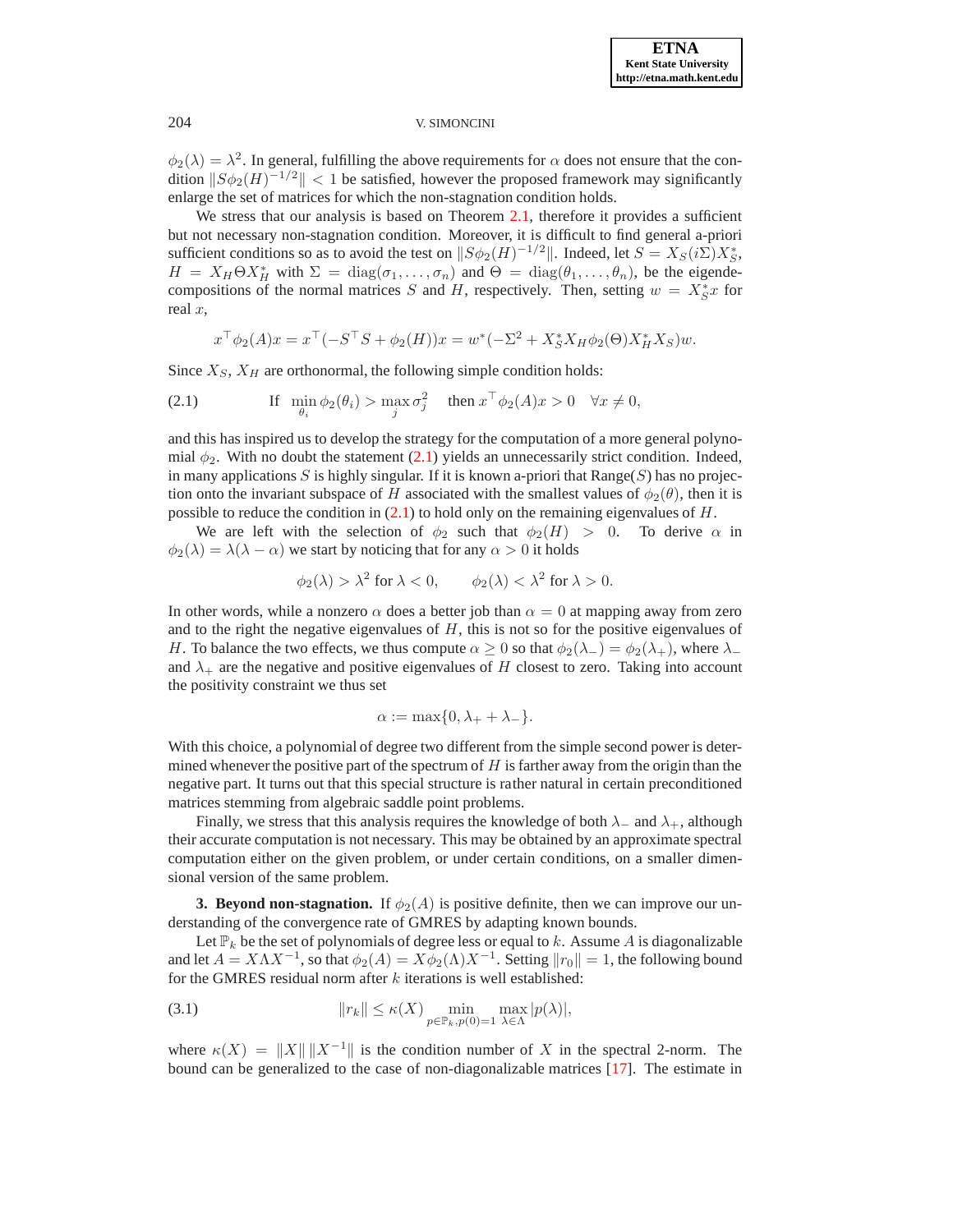$\phi_2(\lambda) = \lambda^2$. In general, fulfilling the above requirements for $\alpha$ does not ensure that the condition $\|S\phi_2(H)^{-1/2}\| < 1$ be satisfied, however the proposed framework may significantly enlarge the set of matrices for which the non-stagnation condition holds.

We stress that our analysis is based on Theorem 2.1, therefore it provides a sufficient but not necessary non-stagnation condition. Moreover, it is difficult to find general a-priori sufficient conditions so as to avoid the test on $\|S\phi_2(H)^{-1/2}\|$. Indeed, let $S = X_S(i\Sigma)X_S^*$, $H = X_H \Theta X_H^*$ with $\Sigma = \mathrm{diag}(\sigma_1, \ldots, \sigma_n)$ and $\Theta = \mathrm{diag}(\theta_1, \ldots, \theta_n)$, be the eigendecompositions of the normal matrices $S$ and $H$, respectively. Then, setting $w = X_S^* x$ for real $x$,

$$x^\top \phi_2(A)x = x^\top(-S^\top S + \phi_2(H))x = w^*(-\Sigma^2 + X_S^* X_H \phi_2(\Theta) X_H^* X_S)w.$$

Since $X_S$, $X_H$ are orthonormal, the following simple condition holds:

$$\text{If} \quad \min_{\theta_i} \phi_2(\theta_i) > \max_j \sigma_j^2 \quad \text{then } x^\top \phi_2(A)x > 0 \quad \forall x \neq 0, \tag{2.1}$$

and this has inspired us to develop the strategy for the computation of a more general polynomial $\phi_2$. With no doubt the statement (2.1) yields an unnecessarily strict condition. Indeed, in many applications $S$ is highly singular. If it is known a-priori that Range($S$) has no projection onto the invariant subspace of $H$ associated with the smallest values of $\phi_2(\theta)$, then it is possible to reduce the condition in (2.1) to hold only on the remaining eigenvalues of $H$.

We are left with the selection of $\phi_2$ such that $\phi_2(H) > 0$. To derive $\alpha$ in $\phi_2(\lambda) = \lambda(\lambda - \alpha)$ we start by noticing that for any $\alpha > 0$ it holds

$$\phi_2(\lambda) > \lambda^2 \text{ for } \lambda < 0, \qquad \phi_2(\lambda) < \lambda^2 \text{ for } \lambda > 0.$$

In other words, while a nonzero $\alpha$ does a better job than $\alpha = 0$ at mapping away from zero and to the right the negative eigenvalues of $H$, this is not so for the positive eigenvalues of $H$. To balance the two effects, we thus compute $\alpha \geq 0$ so that $\phi_2(\lambda_-) = \phi_2(\lambda_+)$, where $\lambda_-$ and $\lambda_+$ are the negative and positive eigenvalues of $H$ closest to zero. Taking into account the positivity constraint we thus set

$$\alpha := \max\{0, \lambda_+ + \lambda_-\}.$$

With this choice, a polynomial of degree two different from the simple second power is determined whenever the positive part of the spectrum of $H$ is farther away from the origin than the negative part. It turns out that this special structure is rather natural in certain preconditioned matrices stemming from algebraic saddle point problems.

Finally, we stress that this analysis requires the knowledge of both $\lambda_-$ and $\lambda_+$, although their accurate computation is not necessary. This may be obtained by an approximate spectral computation either on the given problem, or under certain conditions, on a smaller dimensional version of the same problem.

## 3. Beyond non-stagnation.

If $\phi_2(A)$ is positive definite, then we can improve our understanding of the convergence rate of GMRES by adapting known bounds.

Let $\mathbb{P}_k$ be the set of polynomials of degree less or equal to $k$. Assume $A$ is diagonalizable and let $A = X\Lambda X^{-1}$, so that $\phi_2(A) = X\phi_2(\Lambda)X^{-1}$. Setting $\|r_0\| = 1$, the following bound for the GMRES residual norm after $k$ iterations is well established:

$$\|r_k\| \leq \kappa(X) \min_{p \in \mathbb{P}_k, p(0)=1} \max_{\lambda \in \Lambda} |p(\lambda)|, \tag{3.1}$$

where $\kappa(X) = \|X\| \|X^{-1}\|$ is the condition number of $X$ in the spectral 2-norm. The bound can be generalized to the case of non-diagonalizable matrices [17]. The estimate in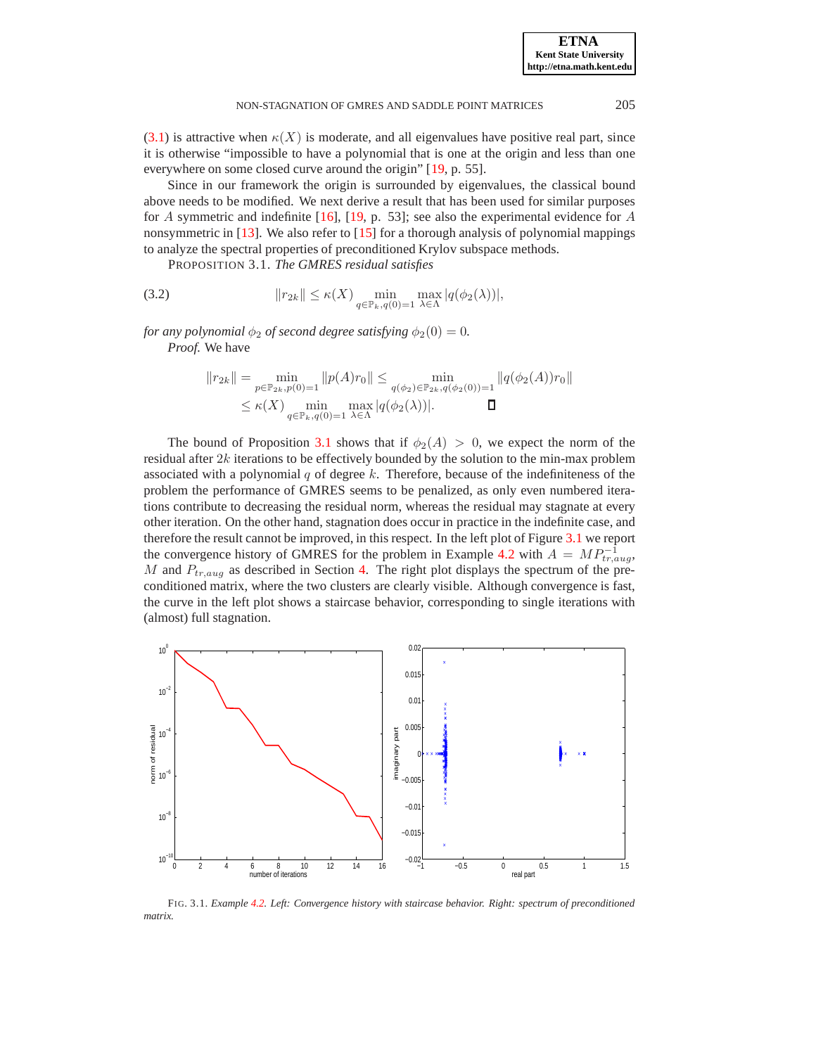(3.1) is attractive when $\kappa(X)$ is moderate, and all eigenvalues have positive real part, since it is otherwise "impossible to have a polynomial that is one at the origin and less than one everywhere on some closed curve around the origin" [19, p. 55].

Since in our framework the origin is surrounded by eigenvalues, the classical bound above needs to be modified. We next derive a result that has been used for similar purposes for $A$ symmetric and indefinite [16], [19, p. 53]; see also the experimental evidence for $A$ nonsymmetric in [13]. We also refer to [15] for a thorough analysis of polynomial mappings to analyze the spectral properties of preconditioned Krylov subspace methods.

PROPOSITION 3.1. *The GMRES residual satisfies*

$$\|r_{2k}\| \leq \kappa(X) \min_{q \in \mathbb{P}_k, q(0)=1} \max_{\lambda \in \Lambda} |q(\phi_2(\lambda))|, \tag{3.2}$$

*for any polynomial $\phi_2$ of second degree satisfying $\phi_2(0) = 0$.*

*Proof.* We have

$$\begin{aligned}\|r_{2k}\| &= \min_{p \in \mathbb{P}_{2k}, p(0)=1} \|p(A)r_0\| \leq \min_{q(\phi_2) \in \mathbb{P}_{2k}, q(\phi_2(0))=1} \|q(\phi_2(A))r_0\| \\ &\leq \kappa(X) \min_{q \in \mathbb{P}_k, q(0)=1} \max_{\lambda \in \Lambda} |q(\phi_2(\lambda))|. \qquad \square\end{aligned}$$

The bound of Proposition 3.1 shows that if $\phi_2(A) > 0$, we expect the norm of the residual after $2k$ iterations to be effectively bounded by the solution to the min-max problem associated with a polynomial $q$ of degree $k$. Therefore, because of the indefiniteness of the problem the performance of GMRES seems to be penalized, as only even numbered iterations contribute to decreasing the residual norm, whereas the residual may stagnate at every other iteration. On the other hand, stagnation does occur in practice in the indefinite case, and therefore the result cannot be improved, in this respect. In the left plot of Figure 3.1 we report the convergence history of GMRES for the problem in Example 4.2 with $A = MP_{tr,aug}^{-1}$, $M$ and $P_{tr,aug}$ as described in Section 4. The right plot displays the spectrum of the preconditioned matrix, where the two clusters are clearly visible. Although convergence is fast, the curve in the left plot shows a staircase behavior, corresponding to single iterations with (almost) full stagnation.

FIG. 3.1. *Example 4.2. Left: Convergence history with staircase behavior. Right: spectrum of preconditioned matrix.*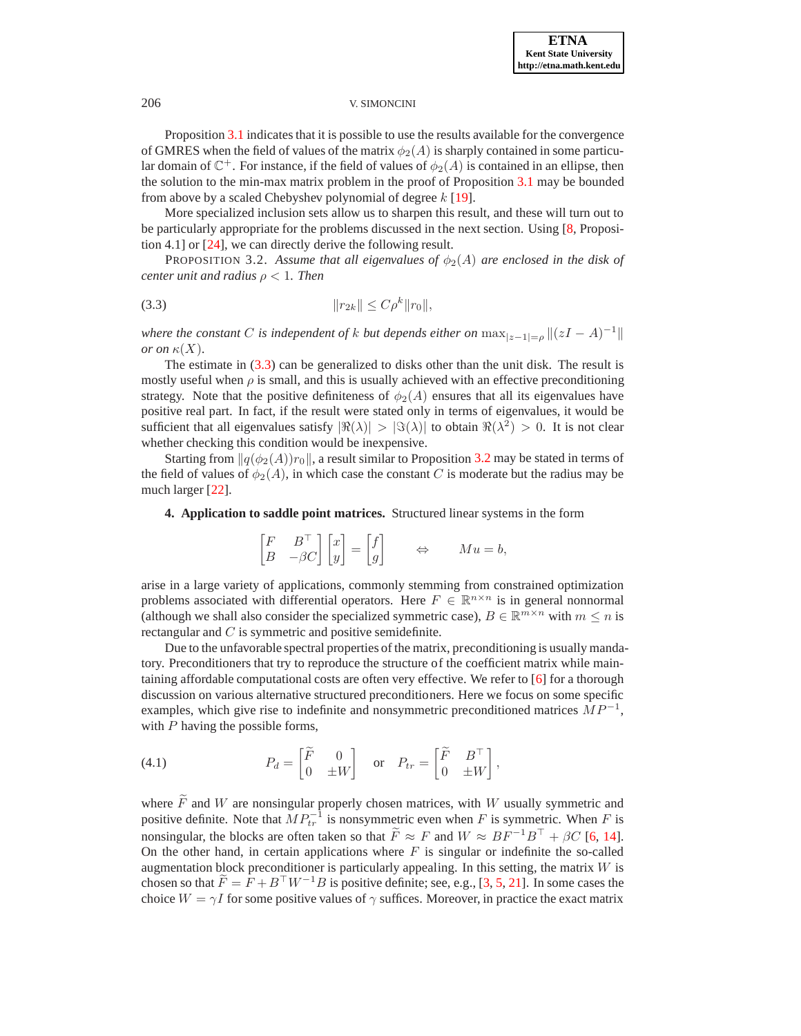Proposition 3.1 indicates that it is possible to use the results available for the convergence of GMRES when the field of values of the matrix $\phi_2(A)$ is sharply contained in some particular domain of $\mathbb{C}^+$. For instance, if the field of values of $\phi_2(A)$ is contained in an ellipse, then the solution to the min-max matrix problem in the proof of Proposition 3.1 may be bounded from above by a scaled Chebyshev polynomial of degree $k$ [19].

More specialized inclusion sets allow us to sharpen this result, and these will turn out to be particularly appropriate for the problems discussed in the next section. Using [8, Proposition 4.1] or [24], we can directly derive the following result.

PROPOSITION 3.2. *Assume that all eigenvalues of $\phi_2(A)$ are enclosed in the disk of center unit and radius $\rho < 1$. Then*

$$\|r_{2k}\| \leq C\rho^k \|r_0\|, \tag{3.3}$$

*where the constant $C$ is independent of $k$ but depends either on $\max_{|z-1|=\rho} \|(zI - A)^{-1}\|$ or on $\kappa(X)$.*

The estimate in (3.3) can be generalized to disks other than the unit disk. The result is mostly useful when $\rho$ is small, and this is usually achieved with an effective preconditioning strategy. Note that the positive definiteness of $\phi_2(A)$ ensures that all its eigenvalues have positive real part. In fact, if the result were stated only in terms of eigenvalues, it would be sufficient that all eigenvalues satisfy $|\Re(\lambda)| > |\Im(\lambda)|$ to obtain $\Re(\lambda^2) > 0$. It is not clear whether checking this condition would be inexpensive.

Starting from $\|q(\phi_2(A))r_0\|$, a result similar to Proposition 3.2 may be stated in terms of the field of values of $\phi_2(A)$, in which case the constant $C$ is moderate but the radius may be much larger [22].

## 4. Application to saddle point matrices.

Structured linear systems in the form

$$\begin{bmatrix} F & B^\top \\ B & -\beta C \end{bmatrix} \begin{bmatrix} x \\ y \end{bmatrix} = \begin{bmatrix} f \\ g \end{bmatrix} \qquad \Leftrightarrow \qquad Mu = b,$$

arise in a large variety of applications, commonly stemming from constrained optimization problems associated with differential operators. Here $F \in \mathbb{R}^{n\times n}$ is in general nonnormal (although we shall also consider the specialized symmetric case), $B \in \mathbb{R}^{m\times n}$ with $m \leq n$ is rectangular and $C$ is symmetric and positive semidefinite.

Due to the unfavorable spectral properties of the matrix, preconditioning is usually mandatory. Preconditioners that try to reproduce the structure of the coefficient matrix while maintaining affordable computational costs are often very effective. We refer to [6] for a thorough discussion on various alternative structured preconditioners. Here we focus on some specific examples, which give rise to indefinite and nonsymmetric preconditioned matrices $MP^{-1}$, with $P$ having the possible forms,

$$P_d = \begin{bmatrix} \widetilde{F} & 0 \\ 0 & \pm W \end{bmatrix} \quad \text{or} \quad P_{tr} = \begin{bmatrix} \widetilde{F} & B^\top \\ 0 & \pm W \end{bmatrix}, \tag{4.1}$$

where $\widetilde{F}$ and $W$ are nonsingular properly chosen matrices, with $W$ usually symmetric and positive definite. Note that $MP_{tr}^{-1}$ is nonsymmetric even when $F$ is symmetric. When $F$ is nonsingular, the blocks are often taken so that $\widetilde{F} \approx F$ and $W \approx BF^{-1}B^\top + \beta C$ [6, 14]. On the other hand, in certain applications where $F$ is singular or indefinite the so-called augmentation block preconditioner is particularly appealing. In this setting, the matrix $W$ is chosen so that $\widetilde{F} = F + B^\top W^{-1}B$ is positive definite; see, e.g., [3, 5, 21]. In some cases the choice $W = \gamma I$ for some positive values of $\gamma$ suffices. Moreover, in practice the exact matrix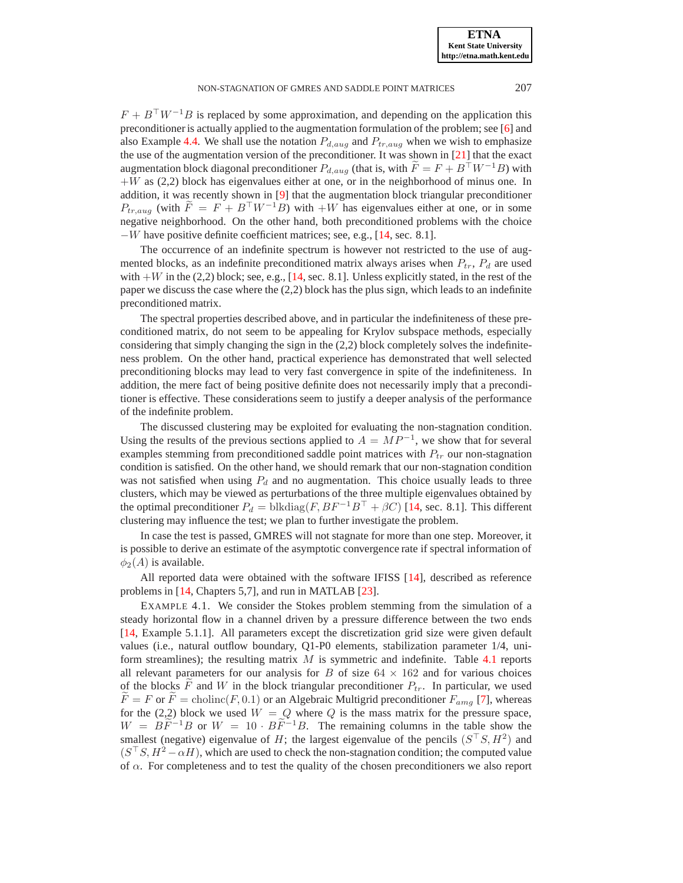$F + B^\top W^{-1} B$ is replaced by some approximation, and depending on the application this preconditioner is actually applied to the augmentation formulation of the problem; see [6] and also Example 4.4. We shall use the notation $P_{d,aug}$ and $P_{tr,aug}$ when we wish to emphasize the use of the augmentation version of the preconditioner. It was shown in [21] that the exact augmentation block diagonal preconditioner $P_{d,aug}$ (that is, with $\widetilde{F} = F + B^\top W^{-1} B$) with $+W$ as (2,2) block has eigenvalues either at one, or in the neighborhood of minus one. In addition, it was recently shown in [9] that the augmentation block triangular preconditioner $P_{tr,aug}$ (with $\widetilde{F} = F + B^\top W^{-1} B$) with $+W$ has eigenvalues either at one, or in some negative neighborhood. On the other hand, both preconditioned problems with the choice $-W$ have positive definite coefficient matrices; see, e.g., [14, sec. 8.1].

The occurrence of an indefinite spectrum is however not restricted to the use of augmented blocks, as an indefinite preconditioned matrix always arises when $P_{tr}$, $P_d$ are used with $+W$ in the (2,2) block; see, e.g., [14, sec. 8.1]. Unless explicitly stated, in the rest of the paper we discuss the case where the (2,2) block has the plus sign, which leads to an indefinite preconditioned matrix.

The spectral properties described above, and in particular the indefiniteness of these preconditioned matrix, do not seem to be appealing for Krylov subspace methods, especially considering that simply changing the sign in the (2,2) block completely solves the indefiniteness problem. On the other hand, practical experience has demonstrated that well selected preconditioning blocks may lead to very fast convergence in spite of the indefiniteness. In addition, the mere fact of being positive definite does not necessarily imply that a preconditioner is effective. These considerations seem to justify a deeper analysis of the performance of the indefinite problem.

The discussed clustering may be exploited for evaluating the non-stagnation condition. Using the results of the previous sections applied to $A = MP^{-1}$, we show that for several examples stemming from preconditioned saddle point matrices with $P_{tr}$ our non-stagnation condition is satisfied. On the other hand, we should remark that our non-stagnation condition was not satisfied when using $P_d$ and no augmentation. This choice usually leads to three clusters, which may be viewed as perturbations of the three multiple eigenvalues obtained by the optimal preconditioner $P_d = \mathrm{blkdiag}(F, BF^{-1}B^\top + \beta C)$ [14, sec. 8.1]. This different clustering may influence the test; we plan to further investigate the problem.

In case the test is passed, GMRES will not stagnate for more than one step. Moreover, it is possible to derive an estimate of the asymptotic convergence rate if spectral information of $\phi_2(A)$ is available.

All reported data were obtained with the software IFISS [14], described as reference problems in [14, Chapters 5,7], and run in MATLAB [23].

EXAMPLE 4.1. We consider the Stokes problem stemming from the simulation of a steady horizontal flow in a channel driven by a pressure difference between the two ends [14, Example 5.1.1]. All parameters except the discretization grid size were given default values (i.e., natural outflow boundary, Q1-P0 elements, stabilization parameter 1/4, uniform streamlines); the resulting matrix $M$ is symmetric and indefinite. Table 4.1 reports all relevant parameters for our analysis for $B$ of size $64 \times 162$ and for various choices of the blocks $\widetilde{F}$ and $W$ in the block triangular preconditioner $P_{tr}$. In particular, we used $\widetilde{F} = F$ or $\widetilde{F} = \mathrm{cholinc}(F, 0.1)$ or an Algebraic Multigrid preconditioner $F_{amg}$ [7], whereas for the (2,2) block we used $W = Q$ where $Q$ is the mass matrix for the pressure space, $W = B\widetilde{F}^{-1}B$ or $W = 10 \cdot B\widetilde{F}^{-1}B$. The remaining columns in the table show the smallest (negative) eigenvalue of $H$; the largest eigenvalue of the pencils $(S^\top S, H^2)$ and $(S^\top S, H^2 - \alpha H)$, which are used to check the non-stagnation condition; the computed value of $\alpha$. For completeness and to test the quality of the chosen preconditioners we also report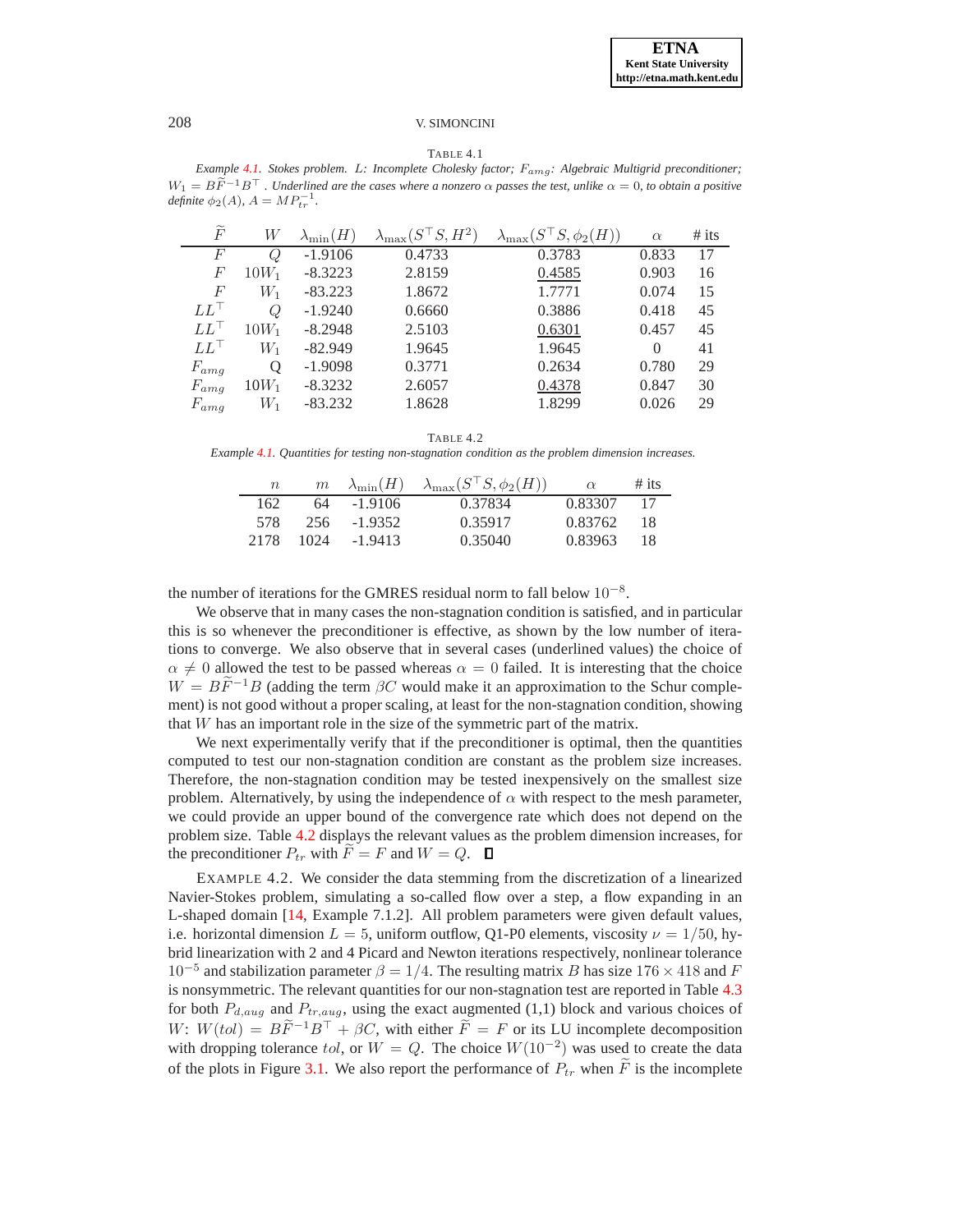TABLE 4.1

*Example 4.1. Stokes problem. $L$: Incomplete Cholesky factor; $F_{amg}$: Algebraic Multigrid preconditioner; $W_1 = B\widetilde{F}^{-1}B^\top$. Underlined are the cases where a nonzero $\alpha$ passes the test, unlike $\alpha = 0$, to obtain a positive definite $\phi_2(A)$, $A = MP_{tr}^{-1}$.*

| $\widetilde{F}$ | $W$ | $\lambda_{\min}(H)$ | $\lambda_{\max}(S^\top S, H^2)$ | $\lambda_{\max}(S^\top S, \phi_2(H))$ | $\alpha$ | # its |
|---|---|---|---|---|---|---|
| $F$ | $Q$ | -1.9106 | 0.4733 | 0.3783 | 0.833 | 17 |
| $F$ | $10W_1$ | -8.3223 | 2.8159 | <u>0.4585</u> | 0.903 | 16 |
| $F$ | $W_1$ | -83.223 | 1.8672 | 1.7771 | 0.074 | 15 |
| $LL^\top$ | $Q$ | -1.9240 | 0.6660 | 0.3886 | 0.418 | 45 |
| $LL^\top$ | $10W_1$ | -8.2948 | 2.5103 | <u>0.6301</u> | 0.457 | 45 |
| $LL^\top$ | $W_1$ | -82.949 | 1.9645 | 1.9645 | 0 | 41 |
| $F_{amg}$ | Q | -1.9098 | 0.3771 | 0.2634 | 0.780 | 29 |
| $F_{amg}$ | $10W_1$ | -8.3232 | 2.6057 | <u>0.4378</u> | 0.847 | 30 |
| $F_{amg}$ | $W_1$ | -83.232 | 1.8628 | 1.8299 | 0.026 | 29 |

TABLE 4.2

*Example 4.1. Quantities for testing non-stagnation condition as the problem dimension increases.*

| $n$ | $m$ | $\lambda_{\min}(H)$ | $\lambda_{\max}(S^\top S, \phi_2(H))$ | $\alpha$ | # its |
|---|---|---|---|---|---|
| 162 | 64 | -1.9106 | 0.37834 | 0.83307 | 17 |
| 578 | 256 | -1.9352 | 0.35917 | 0.83762 | 18 |
| 2178 | 1024 | -1.9413 | 0.35040 | 0.83963 | 18 |

the number of iterations for the GMRES residual norm to fall below $10^{-8}$.

We observe that in many cases the non-stagnation condition is satisfied, and in particular this is so whenever the preconditioner is effective, as shown by the low number of iterations to converge. We also observe that in several cases (underlined values) the choice of $\alpha \neq 0$ allowed the test to be passed whereas $\alpha = 0$ failed. It is interesting that the choice $W = B\widetilde{F}^{-1}B$ (adding the term $\beta C$ would make it an approximation to the Schur complement) is not good without a proper scaling, at least for the non-stagnation condition, showing that $W$ has an important role in the size of the symmetric part of the matrix.

We next experimentally verify that if the preconditioner is optimal, then the quantities computed to test our non-stagnation condition are constant as the problem size increases. Therefore, the non-stagnation condition may be tested inexpensively on the smallest size problem. Alternatively, by using the independence of $\alpha$ with respect to the mesh parameter, we could provide an upper bound of the convergence rate which does not depend on the problem size. Table 4.2 displays the relevant values as the problem dimension increases, for the preconditioner $P_{tr}$ with $\widetilde{F} = F$ and $W = Q$. ◻

EXAMPLE 4.2. We consider the data stemming from the discretization of a linearized Navier-Stokes problem, simulating a so-called flow over a step, a flow expanding in an L-shaped domain [14, Example 7.1.2]. All problem parameters were given default values, i.e. horizontal dimension $L = 5$, uniform outflow, Q1-P0 elements, viscosity $\nu = 1/50$, hybrid linearization with 2 and 4 Picard and Newton iterations respectively, nonlinear tolerance $10^{-5}$ and stabilization parameter $\beta = 1/4$. The resulting matrix $B$ has size $176 \times 418$ and $F$ is nonsymmetric. The relevant quantities for our non-stagnation test are reported in Table 4.3 for both $P_{d,aug}$ and $P_{tr,aug}$, using the exact augmented (1,1) block and various choices of $W$: $W(tol) = B\widetilde{F}^{-1}B^\top + \beta C$, with either $\widetilde{F} = F$ or its LU incomplete decomposition with dropping tolerance $tol$, or $W = Q$. The choice $W(10^{-2})$ was used to create the data of the plots in Figure 3.1. We also report the performance of $P_{tr}$ when $\widetilde{F}$ is the incomplete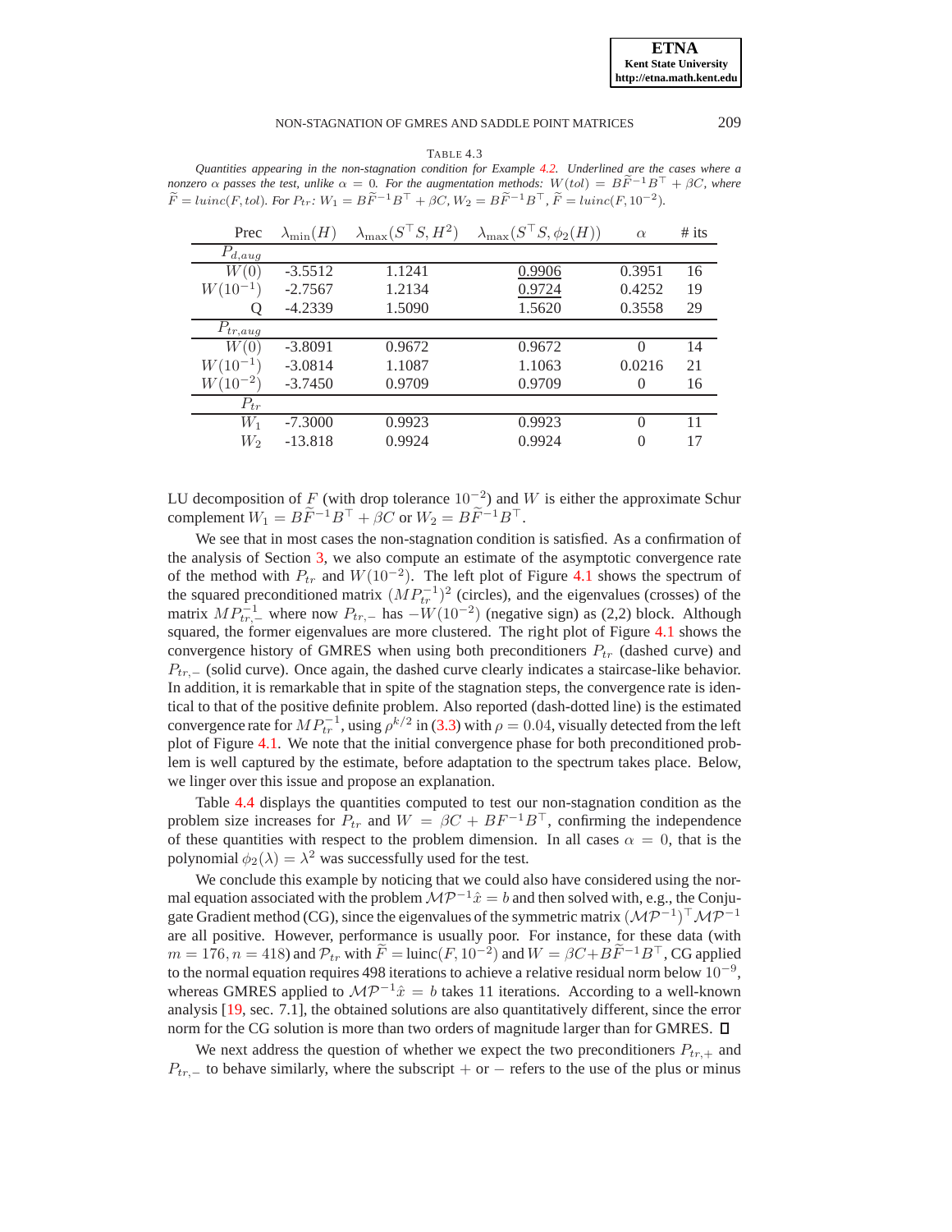TABLE 4.3

*Quantities appearing in the non-stagnation condition for Example 4.2. Underlined are the cases where a nonzero $\alpha$ passes the test, unlike $\alpha = 0$. For the augmentation methods: $W(tol) = B\widetilde{F}^{-1}B^\top + \beta C$, where $\widetilde{F} = luinc(F, tol)$. For $P_{tr}$: $W_1 = B\widetilde{F}^{-1}B^\top + \beta C$, $W_2 = B\widetilde{F}^{-1}B^\top$, $\widetilde{F} = luinc(F, 10^{-2})$.*

| Prec | $\lambda_{\min}(H)$ | $\lambda_{\max}(S^\top S, H^2)$ | $\lambda_{\max}(S^\top S, \phi_2(H))$ | $\alpha$ | # its |
|---|---|---|---|---|---|
| $P_{d,aug}$ | | | | | |
| $W(0)$ | -3.5512 | 1.1241 | <u>0.9906</u> | 0.3951 | 16 |
| $W(10^{-1})$ | -2.7567 | 1.2134 | <u>0.9724</u> | 0.4252 | 19 |
| Q | -4.2339 | 1.5090 | 1.5620 | 0.3558 | 29 |
| $P_{tr,aug}$ | | | | | |
| $W(0)$ | -3.8091 | 0.9672 | 0.9672 | 0 | 14 |
| $W(10^{-1})$ | -3.0814 | 1.1087 | 1.1063 | 0.0216 | 21 |
| $W(10^{-2})$ | -3.7450 | 0.9709 | 0.9709 | 0 | 16 |
| $P_{tr}$ | | | | | |
| $W_1$ | -7.3000 | 0.9923 | 0.9923 | 0 | 11 |
| $W_2$ | -13.818 | 0.9924 | 0.9924 | 0 | 17 |

LU decomposition of $F$ (with drop tolerance $10^{-2}$) and $W$ is either the approximate Schur complement $W_1 = B\widetilde{F}^{-1}B^\top + \beta C$ or $W_2 = B\widetilde{F}^{-1}B^\top$.

We see that in most cases the non-stagnation condition is satisfied. As a confirmation of the analysis of Section 3, we also compute an estimate of the asymptotic convergence rate of the method with $P_{tr}$ and $W(10^{-2})$. The left plot of Figure 4.1 shows the spectrum of the squared preconditioned matrix $(MP_{tr}^{-1})^2$ (circles), and the eigenvalues (crosses) of the matrix $MP_{tr,-}^{-1}$ where now $P_{tr,-}$ has $-W(10^{-2})$ (negative sign) as (2,2) block. Although squared, the former eigenvalues are more clustered. The right plot of Figure 4.1 shows the convergence history of GMRES when using both preconditioners $P_{tr}$ (dashed curve) and $P_{tr,-}$ (solid curve). Once again, the dashed curve clearly indicates a staircase-like behavior. In addition, it is remarkable that in spite of the stagnation steps, the convergence rate is identical to that of the positive definite problem. Also reported (dash-dotted line) is the estimated convergence rate for $MP_{tr}^{-1}$, using $\rho^{k/2}$ in (3.3) with $\rho = 0.04$, visually detected from the left plot of Figure 4.1. We note that the initial convergence phase for both preconditioned problem is well captured by the estimate, before adaptation to the spectrum takes place. Below, we linger over this issue and propose an explanation.

Table 4.4 displays the quantities computed to test our non-stagnation condition as the problem size increases for $P_{tr}$ and $W = \beta C + BF^{-1}B^\top$, confirming the independence of these quantities with respect to the problem dimension. In all cases $\alpha = 0$, that is the polynomial $\phi_2(\lambda) = \lambda^2$ was successfully used for the test.

We conclude this example by noticing that we could also have considered using the normal equation associated with the problem $\mathcal{M}\mathcal{P}^{-1}\hat{x} = b$ and then solved with, e.g., the Conjugate Gradient method (CG), since the eigenvalues of the symmetric matrix $(\mathcal{M}\mathcal{P}^{-1})^\top\mathcal{M}\mathcal{P}^{-1}$ are all positive. However, performance is usually poor. For instance, for these data (with $m = 176, n = 418$) and $\mathcal{P}_{tr}$ with $\widetilde{F} = \mathrm{luinc}(F, 10^{-2})$ and $W = \beta C + B\widetilde{F}^{-1}B^\top$, CG applied to the normal equation requires 498 iterations to achieve a relative residual norm below $10^{-9}$, whereas GMRES applied to $\mathcal{M}\mathcal{P}^{-1}\hat{x} = b$ takes 11 iterations. According to a well-known analysis [19, sec. 7.1], the obtained solutions are also quantitatively different, since the error norm for the CG solution is more than two orders of magnitude larger than for GMRES. ☐

We next address the question of whether we expect the two preconditioners $P_{tr,+}$ and $P_{tr,-}$ to behave similarly, where the subscript $+$ or $-$ refers to the use of the plus or minus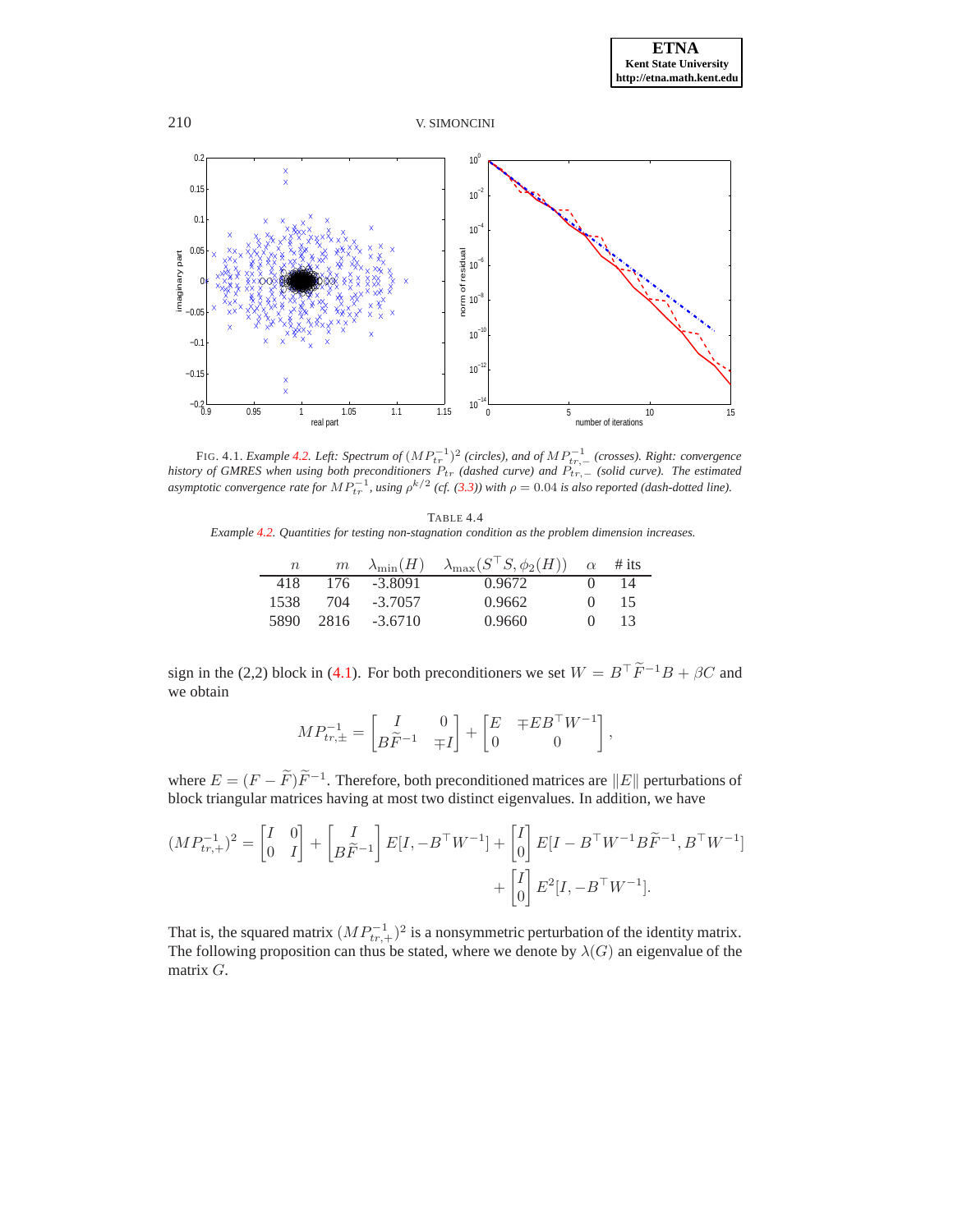FIG. 4.1. *Example 4.2. Left: Spectrum of* $(MP_{tr}^{-1})^2$ *(circles), and of* $MP_{tr,-}^{-1}$ *(crosses). Right: convergence history of GMRES when using both preconditioners* $P_{tr}$ *(dashed curve) and* $P_{tr,-}$ *(solid curve). The estimated asymptotic convergence rate for* $MP_{tr}^{-1}$*, using* $\rho^{k/2}$ *(cf. (3.3)) with* $\rho = 0.04$ *is also reported (dash-dotted line).*

TABLE 4.4

*Example 4.2. Quantities for testing non-stagnation condition as the problem dimension increases.*

| $n$ | $m$ | $\lambda_{\min}(H)$ | $\lambda_{\max}(S^\top S, \phi_2(H))$ | $\alpha$ | # its |
|---|---|---|---|---|---|
| 418 | 176 | -3.8091 | 0.9672 | 0 | 14 |
| 1538 | 704 | -3.7057 | 0.9662 | 0 | 15 |
| 5890 | 2816 | -3.6710 | 0.9660 | 0 | 13 |

sign in the (2,2) block in (4.1). For both preconditioners we set $W = B^\top \widetilde{F}^{-1} B + \beta C$ and we obtain

$$MP_{tr,\pm}^{-1} = \begin{bmatrix} I & 0 \\ B\widetilde{F}^{-1} & \mp I \end{bmatrix} + \begin{bmatrix} E & \mp E B^\top W^{-1} \\ 0 & 0 \end{bmatrix},$$

where $E = (F - \widetilde{F})\widetilde{F}^{-1}$. Therefore, both preconditioned matrices are $\|E\|$ perturbations of block triangular matrices having at most two distinct eigenvalues. In addition, we have

$$(MP_{tr,+}^{-1})^2 = \begin{bmatrix} I & 0 \\ 0 & I \end{bmatrix} + \begin{bmatrix} I \\ B\widetilde{F}^{-1} \end{bmatrix} E[I, -B^\top W^{-1}] + \begin{bmatrix} I \\ 0 \end{bmatrix} E[I - B^\top W^{-1} B \widetilde{F}^{-1}, B^\top W^{-1}]$$
$$+ \begin{bmatrix} I \\ 0 \end{bmatrix} E^2 [I, -B^\top W^{-1}].$$

That is, the squared matrix $(MP_{tr,+}^{-1})^2$ is a nonsymmetric perturbation of the identity matrix. The following proposition can thus be stated, where we denote by $\lambda(G)$ an eigenvalue of the matrix $G$.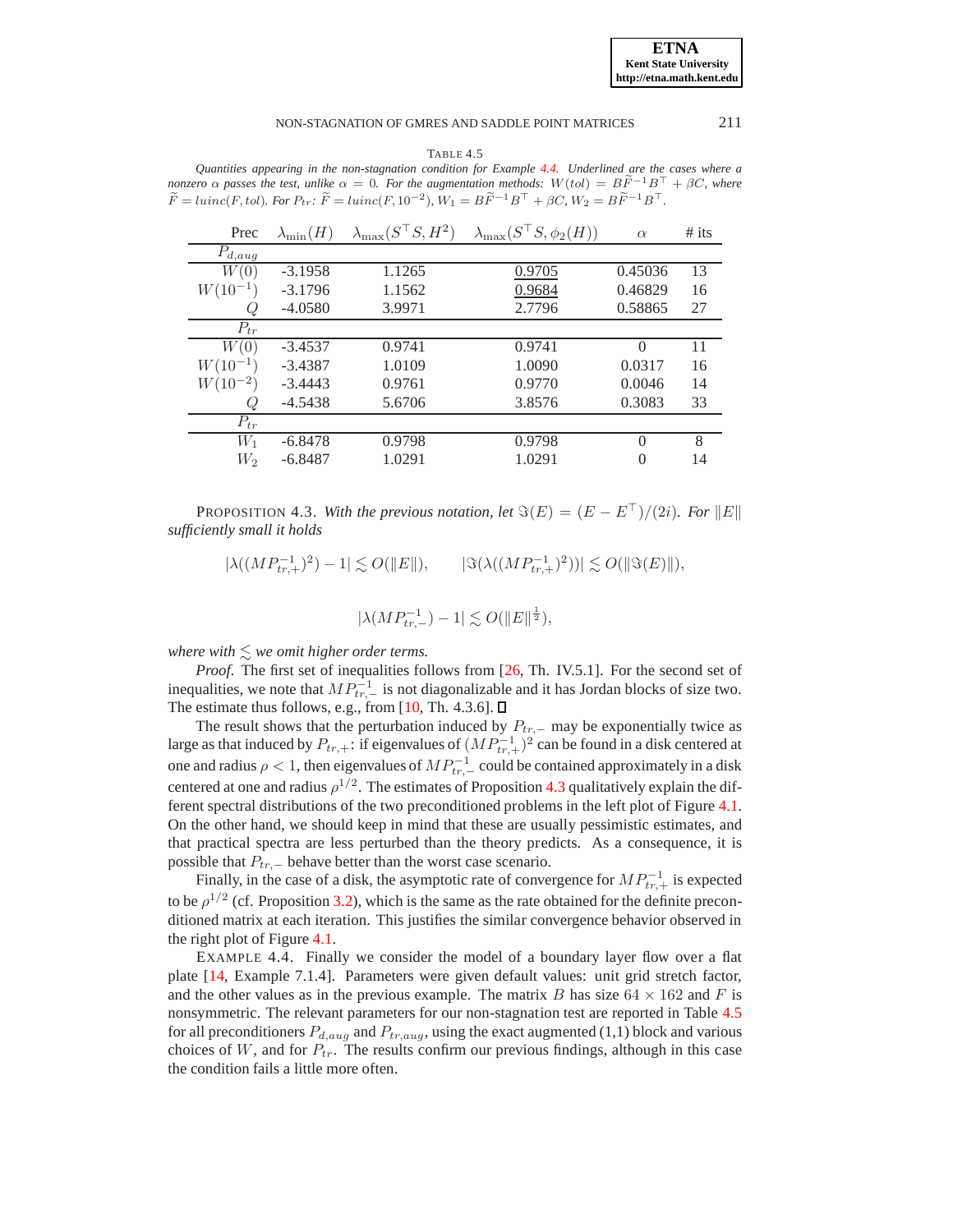TABLE 4.5

*Quantities appearing in the non-stagnation condition for Example 4.4. Underlined are the cases where a nonzero $\alpha$ passes the test, unlike $\alpha = 0$. For the augmentation methods: $W(tol) = B\widetilde{F}^{-1}B^\top + \beta C$, where $\widetilde{F} = luinc(F, tol)$. For $P_{tr}$: $\widetilde{F} = luinc(F, 10^{-2})$, $W_1 = B\widetilde{F}^{-1}B^\top + \beta C$, $W_2 = B\widetilde{F}^{-1}B^\top$.*

| Prec | $\lambda_{\min}(H)$ | $\lambda_{\max}(S^\top S, H^2)$ | $\lambda_{\max}(S^\top S, \phi_2(H))$ | $\alpha$ | # its |
|---|---|---|---|---|---|
| $P_{d,aug}$ | | | | | |
| $W(0)$ | -3.1958 | 1.1265 | <u>0.9705</u> | 0.45036 | 13 |
| $W(10^{-1})$ | -3.1796 | 1.1562 | <u>0.9684</u> | 0.46829 | 16 |
| $Q$ | -4.0580 | 3.9971 | 2.7796 | 0.58865 | 27 |
| $P_{tr}$ | | | | | |
| $W(0)$ | -3.4537 | 0.9741 | 0.9741 | 0 | 11 |
| $W(10^{-1})$ | -3.4387 | 1.0109 | 1.0090 | 0.0317 | 16 |
| $W(10^{-2})$ | -3.4443 | 0.9761 | 0.9770 | 0.0046 | 14 |
| $Q$ | -4.5438 | 5.6706 | 3.8576 | 0.3083 | 33 |
| $P_{tr}$ | | | | | |
| $W_1$ | -6.8478 | 0.9798 | 0.9798 | 0 | 8 |
| $W_2$ | -6.8487 | 1.0291 | 1.0291 | 0 | 14 |

PROPOSITION 4.3. *With the previous notation, let $\Im(E) = (E - E^\top)/(2i)$. For $\|E\|$ sufficiently small it holds*

$$|\lambda((MP_{tr,+}^{-1})^2) - 1| \lesssim O(\|E\|), \qquad |\Im(\lambda((MP_{tr,+}^{-1})^2))| \lesssim O(\|\Im(E)\|),$$

$$|\lambda(MP_{tr,-}^{-1}) - 1| \lesssim O(\|E\|^{\frac{1}{2}}),$$

*where with $\lesssim$ we omit higher order terms.*

*Proof.* The first set of inequalities follows from [26, Th. IV.5.1]. For the second set of inequalities, we note that $MP_{tr,-}^{-1}$ is not diagonalizable and it has Jordan blocks of size two. The estimate thus follows, e.g., from [10, Th. 4.3.6]. □

The result shows that the perturbation induced by $P_{tr,-}$ may be exponentially twice as large as that induced by $P_{tr,+}$: if eigenvalues of $(MP_{tr,+}^{-1})^2$ can be found in a disk centered at one and radius $\rho < 1$, then eigenvalues of $MP_{tr,-}^{-1}$ could be contained approximately in a disk centered at one and radius $\rho^{1/2}$. The estimates of Proposition 4.3 qualitatively explain the different spectral distributions of the two preconditioned problems in the left plot of Figure 4.1. On the other hand, we should keep in mind that these are usually pessimistic estimates, and that practical spectra are less perturbed than the theory predicts. As a consequence, it is possible that $P_{tr,-}$ behave better than the worst case scenario.

Finally, in the case of a disk, the asymptotic rate of convergence for $MP_{tr,+}^{-1}$ is expected to be $\rho^{1/2}$ (cf. Proposition 3.2), which is the same as the rate obtained for the definite preconditioned matrix at each iteration. This justifies the similar convergence behavior observed in the right plot of Figure 4.1.

EXAMPLE 4.4. Finally we consider the model of a boundary layer flow over a flat plate [14, Example 7.1.4]. Parameters were given default values: unit grid stretch factor, and the other values as in the previous example. The matrix $B$ has size $64 \times 162$ and $F$ is nonsymmetric. The relevant parameters for our non-stagnation test are reported in Table 4.5 for all preconditioners $P_{d,aug}$ and $P_{tr,aug}$, using the exact augmented (1,1) block and various choices of $W$, and for $P_{tr}$. The results confirm our previous findings, although in this case the condition fails a little more often.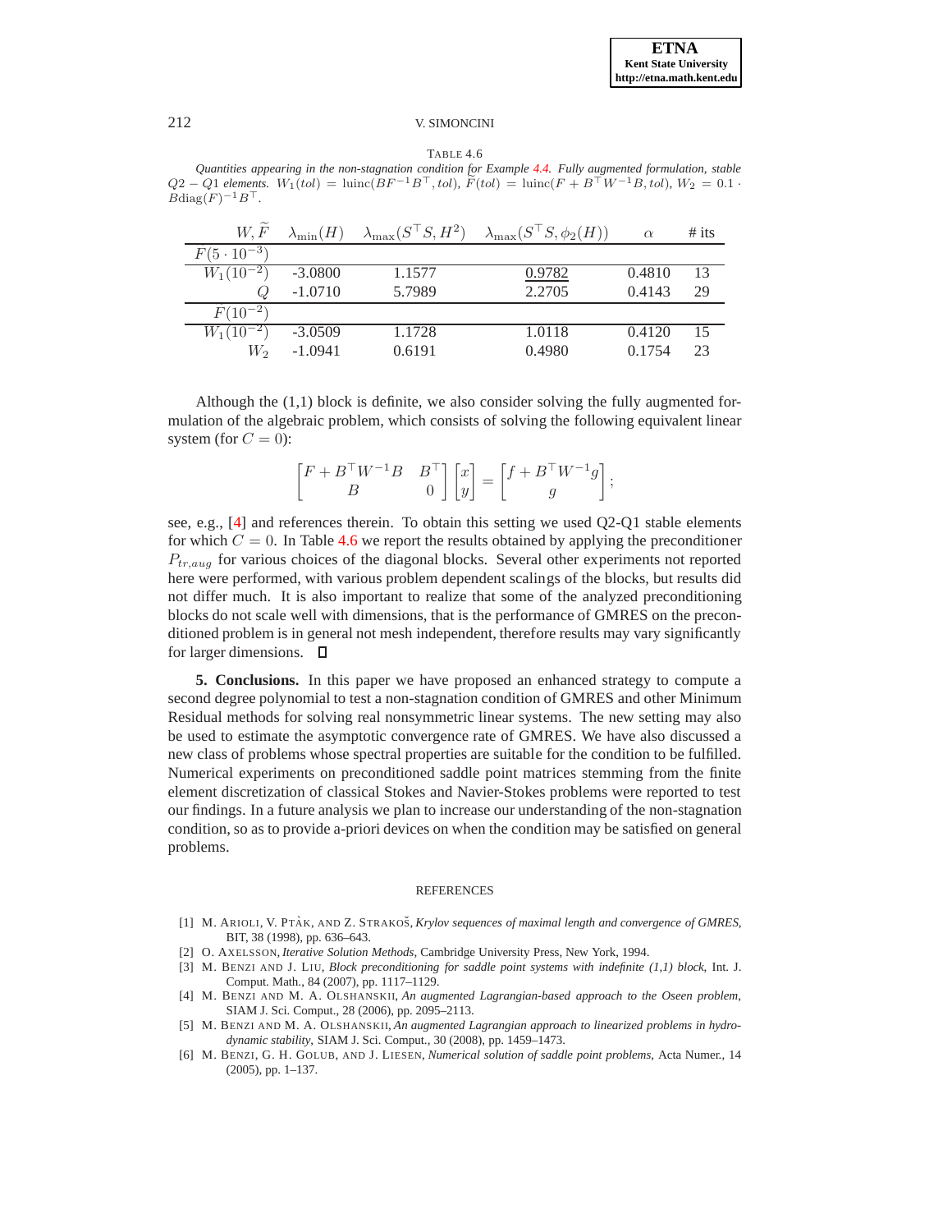TABLE 4.6

*Quantities appearing in the non-stagnation condition for Example 4.4. Fully augmented formulation, stable $Q2-Q1$ elements.* $W_1(tol) = \text{luinc}(BF^{-1}B^\top, tol)$, $\widetilde{F}(tol) = \text{luinc}(F + B^\top W^{-1}B, tol)$, $W_2 = 0.1 \cdot B\text{diag}(F)^{-1}B^\top$.

| $W, \widetilde{F}$ | $\lambda_{\min}(H)$ | $\lambda_{\max}(S^\top S, H^2)$ | $\lambda_{\max}(S^\top S, \phi_2(H))$ | $\alpha$ | # its |
|---|---|---|---|---|---|
| $\widetilde{F}(5 \cdot 10^{-3})$ | | | | | |
| $W_1(10^{-2})$ | -3.0800 | 1.1577 | <u>0.9782</u> | 0.4810 | 13 |
| $Q$ | -1.0710 | 5.7989 | 2.2705 | 0.4143 | 29 |
| $\widetilde{F}(10^{-2})$ | | | | | |
| $W_1(10^{-2})$ | -3.0509 | 1.1728 | 1.0118 | 0.4120 | 15 |
| $W_2$ | -1.0941 | 0.6191 | 0.4980 | 0.1754 | 23 |

Although the (1,1) block is definite, we also consider solving the fully augmented formulation of the algebraic problem, which consists of solving the following equivalent linear system (for $C = 0$):

$$\begin{bmatrix} F + B^\top W^{-1}B & B^\top \\ B & 0 \end{bmatrix} \begin{bmatrix} x \\ y \end{bmatrix} = \begin{bmatrix} f + B^\top W^{-1}g \\ g \end{bmatrix};$$

see, e.g., [4] and references therein. To obtain this setting we used Q2-Q1 stable elements for which $C = 0$. In Table 4.6 we report the results obtained by applying the preconditioner $P_{tr,aug}$ for various choices of the diagonal blocks. Several other experiments not reported here were performed, with various problem dependent scalings of the blocks, but results did not differ much. It is also important to realize that some of the analyzed preconditioning blocks do not scale well with dimensions, that is the performance of GMRES on the preconditioned problem is in general not mesh independent, therefore results may vary significantly for larger dimensions. □

**5. Conclusions.** In this paper we have proposed an enhanced strategy to compute a second degree polynomial to test a non-stagnation condition of GMRES and other Minimum Residual methods for solving real nonsymmetric linear systems. The new setting may also be used to estimate the asymptotic convergence rate of GMRES. We have also discussed a new class of problems whose spectral properties are suitable for the condition to be fulfilled. Numerical experiments on preconditioned saddle point matrices stemming from the finite element discretization of classical Stokes and Navier-Stokes problems were reported to test our findings. In a future analysis we plan to increase our understanding of the non-stagnation condition, so as to provide a-priori devices on when the condition may be satisfied on general problems.

## REFERENCES

[1] M. ARIOLI, V. PTÀK, AND Z. STRAKOŠ, *Krylov sequences of maximal length and convergence of GMRES*, BIT, 38 (1998), pp. 636–643.

[2] O. AXELSSON, *Iterative Solution Methods*, Cambridge University Press, New York, 1994.

[3] M. BENZI AND J. LIU, *Block preconditioning for saddle point systems with indefinite (1,1) block*, Int. J. Comput. Math., 84 (2007), pp. 1117–1129.

[4] M. BENZI AND M. A. OLSHANSKII, *An augmented Lagrangian-based approach to the Oseen problem*, SIAM J. Sci. Comput., 28 (2006), pp. 2095–2113.

[5] M. BENZI AND M. A. OLSHANSKII, *An augmented Lagrangian approach to linearized problems in hydrodynamic stability*, SIAM J. Sci. Comput., 30 (2008), pp. 1459–1473.

[6] M. BENZI, G. H. GOLUB, AND J. LIESEN, *Numerical solution of saddle point problems*, Acta Numer., 14 (2005), pp. 1–137.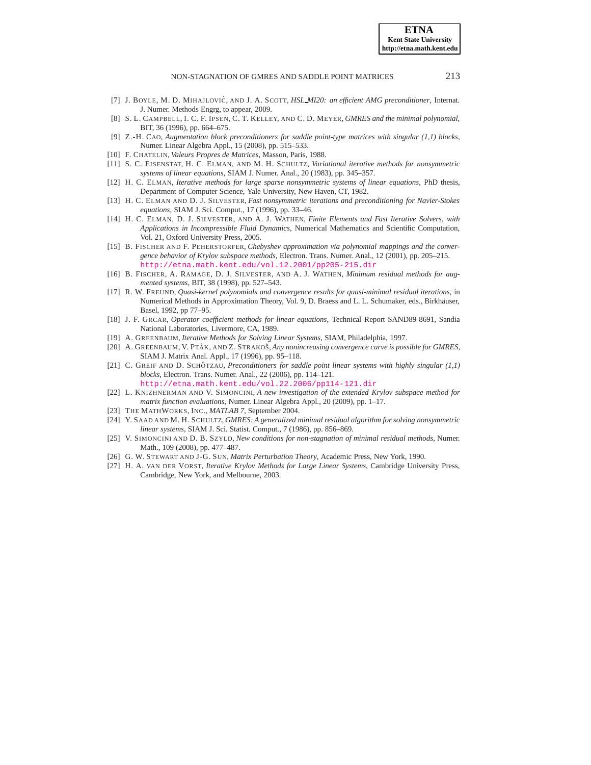[7] J. Boyle, M. D. Mihajlović, and J. A. Scott, *HSL_MI20: an efficient AMG preconditioner*, Internat. J. Numer. Methods Engrg, to appear, 2009.

[8] S. L. Campbell, I. C. F. Ipsen, C. T. Kelley, and C. D. Meyer, *GMRES and the minimal polynomial*, BIT, 36 (1996), pp. 664–675.

[9] Z.-H. Cao, *Augmentation block preconditioners for saddle point-type matrices with singular (1,1) blocks*, Numer. Linear Algebra Appl., 15 (2008), pp. 515–533.

[10] F. Chatelin, *Valeurs Propres de Matrices*, Masson, Paris, 1988.

[11] S. C. Eisenstat, H. C. Elman, and M. H. Schultz, *Variational iterative methods for nonsymmetric systems of linear equations*, SIAM J. Numer. Anal., 20 (1983), pp. 345–357.

[12] H. C. Elman, *Iterative methods for large sparse nonsymmetric systems of linear equations*, PhD thesis, Department of Computer Science, Yale University, New Haven, CT, 1982.

[13] H. C. Elman and D. J. Silvester, *Fast nonsymmetric iterations and preconditioning for Navier-Stokes equations*, SIAM J. Sci. Comput., 17 (1996), pp. 33–46.

[14] H. C. Elman, D. J. Silvester, and A. J. Wathen, *Finite Elements and Fast Iterative Solvers, with Applications in Incompressible Fluid Dynamics*, Numerical Mathematics and Scientific Computation, Vol. 21, Oxford University Press, 2005.

[15] B. Fischer and F. Peherstorfer, *Chebyshev approximation via polynomial mappings and the convergence behavior of Krylov subspace methods*, Electron. Trans. Numer. Anal., 12 (2001), pp. 205–215.
http://etna.math.kent.edu/vol.12.2001/pp205-215.dir

[16] B. Fischer, A. Ramage, D. J. Silvester, and A. J. Wathen, *Minimum residual methods for augmented systems*, BIT, 38 (1998), pp. 527–543.

[17] R. W. Freund, *Quasi-kernel polynomials and convergence results for quasi-minimal residual iterations*, in Numerical Methods in Approximation Theory, Vol. 9, D. Braess and L. L. Schumaker, eds., Birkhäuser, Basel, 1992, pp 77–95.

[18] J. F. Grcar, *Operator coefficient methods for linear equations*, Technical Report SAND89-8691, Sandia National Laboratories, Livermore, CA, 1989.

[19] A. Greenbaum, *Iterative Methods for Solving Linear Systems*, SIAM, Philadelphia, 1997.

[20] A. Greenbaum, V. Ptàk, and Z. Strakoš, *Any nonincreasing convergence curve is possible for GMRES*, SIAM J. Matrix Anal. Appl., 17 (1996), pp. 95–118.

[21] C. Greif and D. Schötzau, *Preconditioners for saddle point linear systems with highly singular (1,1) blocks*, Electron. Trans. Numer. Anal., 22 (2006), pp. 114–121.
http://etna.math.kent.edu/vol.22.2006/pp114-121.dir

[22] L. Knizhnerman and V. Simoncini, *A new investigation of the extended Krylov subspace method for matrix function evaluations*, Numer. Linear Algebra Appl., 20 (2009), pp. 1–17.

[23] The MathWorks, Inc., *MATLAB 7*, September 2004.

[24] Y. Saad and M. H. Schultz, *GMRES: A generalized minimal residual algorithm for solving nonsymmetric linear systems*, SIAM J. Sci. Statist. Comput., 7 (1986), pp. 856–869.

[25] V. Simoncini and D. B. Szyld, *New conditions for non-stagnation of minimal residual methods*, Numer. Math., 109 (2008), pp. 477–487.

[26] G. W. Stewart and J-G. Sun, *Matrix Perturbation Theory*, Academic Press, New York, 1990.

[27] H. A. van der Vorst, *Iterative Krylov Methods for Large Linear Systems*, Cambridge University Press, Cambridge, New York, and Melbourne, 2003.